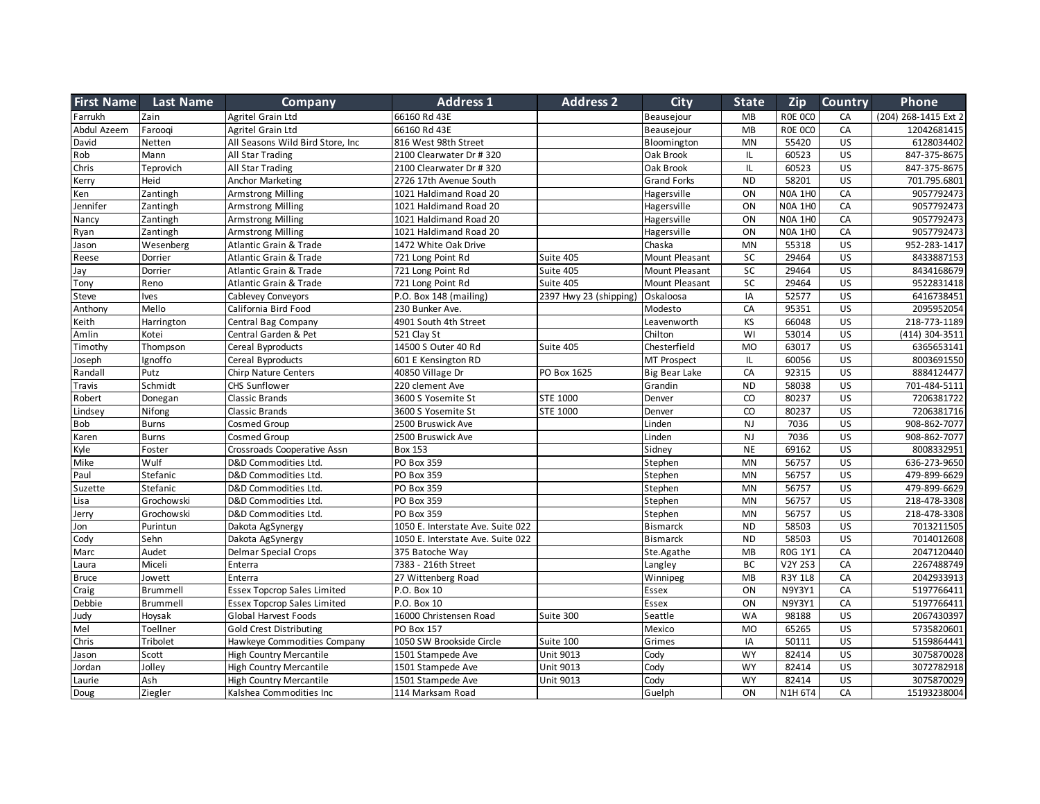| First Name | Last Name | Company | Address 1 | Address 2 | City | State | Zip | Country | Phone |
|---|---|---|---|---|---|---|---|---|---|
| Farrukh | Zain | Agritel Grain Ltd | 66160 Rd 43E | | Beausejour | MB | R0E 0C0 | CA | (204) 268-1415 Ext 2 |
| Abdul Azeem | Farooqi | Agritel Grain Ltd | 66160 Rd 43E | | Beausejour | MB | R0E 0C0 | CA | 12042681415 |
| David | Netten | All Seasons Wild Bird Store, Inc | 816 West 98th Street | | Bloomington | MN | 55420 | US | 6128034402 |
| Rob | Mann | All Star Trading | 2100 Clearwater Dr # 320 | | Oak Brook | IL | 60523 | US | 847-375-8675 |
| Chris | Teprovich | All Star Trading | 2100 Clearwater Dr # 320 | | Oak Brook | IL | 60523 | US | 847-375-8675 |
| Kerry | Heid | Anchor Marketing | 2726 17th Avenue South | | Grand Forks | ND | 58201 | US | 701.795.6801 |
| Ken | Zantingh | Armstrong Milling | 1021 Haldimand Road 20 | | Hagersville | ON | N0A 1H0 | CA | 9057792473 |
| Jennifer | Zantingh | Armstrong Milling | 1021 Haldimand Road 20 | | Hagersville | ON | N0A 1H0 | CA | 9057792473 |
| Nancy | Zantingh | Armstrong Milling | 1021 Haldimand Road 20 | | Hagersville | ON | N0A 1H0 | CA | 9057792473 |
| Ryan | Zantingh | Armstrong Milling | 1021 Haldimand Road 20 | | Hagersville | ON | N0A 1H0 | CA | 9057792473 |
| Jason | Wesenberg | Atlantic Grain & Trade | 1472 White Oak Drive | | Chaska | MN | 55318 | US | 952-283-1417 |
| Reese | Dorrier | Atlantic Grain & Trade | 721 Long Point Rd | Suite 405 | Mount Pleasant | SC | 29464 | US | 8433887153 |
| Jay | Dorrier | Atlantic Grain & Trade | 721 Long Point Rd | Suite 405 | Mount Pleasant | SC | 29464 | US | 8434168679 |
| Tony | Reno | Atlantic Grain & Trade | 721 Long Point Rd | Suite 405 | Mount Pleasant | SC | 29464 | US | 9522831418 |
| Steve | Ives | Cablevey Conveyors | P.O. Box 148 (mailing) | 2397 Hwy 23 (shipping) | Oskaloosa | IA | 52577 | US | 6416738451 |
| Anthony | Mello | California Bird Food | 230 Bunker Ave. | | Modesto | CA | 95351 | US | 2095952054 |
| Keith | Harrington | Central Bag Company | 4901 South 4th Street | | Leavenworth | KS | 66048 | US | 218-773-1189 |
| Amlin | Kotei | Central Garden & Pet | 521 Clay St | | Chilton | WI | 53014 | US | (414) 304-3511 |
| Timothy | Thompson | Cereal Byproducts | 14500 S Outer 40 Rd | Suite 405 | Chesterfield | MO | 63017 | US | 6365653141 |
| Joseph | Ignoffo | Cereal Byproducts | 601 E Kensington RD | | MT Prospect | IL | 60056 | US | 8003691550 |
| Randall | Putz | Chirp Nature Centers | 40850 Village Dr | PO Box 1625 | Big Bear Lake | CA | 92315 | US | 8884124477 |
| Travis | Schmidt | CHS Sunflower | 220 clement Ave | | Grandin | ND | 58038 | US | 701-484-5111 |
| Robert | Donegan | Classic Brands | 3600 S Yosemite St | STE 1000 | Denver | CO | 80237 | US | 7206381722 |
| Lindsey | Nifong | Classic Brands | 3600 S Yosemite St | STE 1000 | Denver | CO | 80237 | US | 7206381716 |
| Bob | Burns | Cosmed Group | 2500 Bruswick Ave | | Linden | NJ | 7036 | US | 908-862-7077 |
| Karen | Burns | Cosmed Group | 2500 Bruswick Ave | | Linden | NJ | 7036 | US | 908-862-7077 |
| Kyle | Foster | Crossroads Cooperative Assn | Box 153 | | Sidney | NE | 69162 | US | 8008332951 |
| Mike | Wulf | D&D Commodities Ltd. | PO Box 359 | | Stephen | MN | 56757 | US | 636-273-9650 |
| Paul | Stefanic | D&D Commodities Ltd. | PO Box 359 | | Stephen | MN | 56757 | US | 479-899-6629 |
| Suzette | Stefanic | D&D Commodities Ltd. | PO Box 359 | | Stephen | MN | 56757 | US | 479-899-6629 |
| Lisa | Grochowski | D&D Commodities Ltd. | PO Box 359 | | Stephen | MN | 56757 | US | 218-478-3308 |
| Jerry | Grochowski | D&D Commodities Ltd. | PO Box 359 | | Stephen | MN | 56757 | US | 218-478-3308 |
| Jon | Purintun | Dakota AgSynergy | 1050 E. Interstate Ave. Suite 022 | | Bismarck | ND | 58503 | US | 7013211505 |
| Cody | Sehn | Dakota AgSynergy | 1050 E. Interstate Ave. Suite 022 | | Bismarck | ND | 58503 | US | 7014012608 |
| Marc | Audet | Delmar Special Crops | 375 Batoche Way | | Ste.Agathe | MB | R0G 1Y1 | CA | 2047120440 |
| Laura | Miceli | Enterra | 7383 - 216th Street | | Langley | BC | V2Y 2S3 | CA | 2267488749 |
| Bruce | Jowett | Enterra | 27 Wittenberg Road | | Winnipeg | MB | R3Y 1L8 | CA | 2042933913 |
| Craig | Brummell | Essex Topcrop Sales Limited | P.O. Box 10 | | Essex | ON | N9Y3Y1 | CA | 5197766411 |
| Debbie | Brummell | Essex Topcrop Sales Limited | P.O. Box 10 | | Essex | ON | N9Y3Y1 | CA | 5197766411 |
| Judy | Hoysak | Global Harvest Foods | 16000 Christensen Road | Suite 300 | Seattle | WA | 98188 | US | 2067430397 |
| Mel | Toellner | Gold Crest Distributing | PO Box 157 | | Mexico | MO | 65265 | US | 5735820601 |
| Chris | Tribolet | Hawkeye Commodities Company | 1050 SW Brookside Circle | Suite 100 | Grimes | IA | 50111 | US | 5159864441 |
| Jason | Scott | High Country Mercantile | 1501 Stampede Ave | Unit 9013 | Cody | WY | 82414 | US | 3075870028 |
| Jordan | Jolley | High Country Mercantile | 1501 Stampede Ave | Unit 9013 | Cody | WY | 82414 | US | 3072782918 |
| Laurie | Ash | High Country Mercantile | 1501 Stampede Ave | Unit 9013 | Cody | WY | 82414 | US | 3075870029 |
| Doug | Ziegler | Kalshea Commodities Inc | 114 Marksam Road | | Guelph | ON | N1H 6T4 | CA | 15193238004 |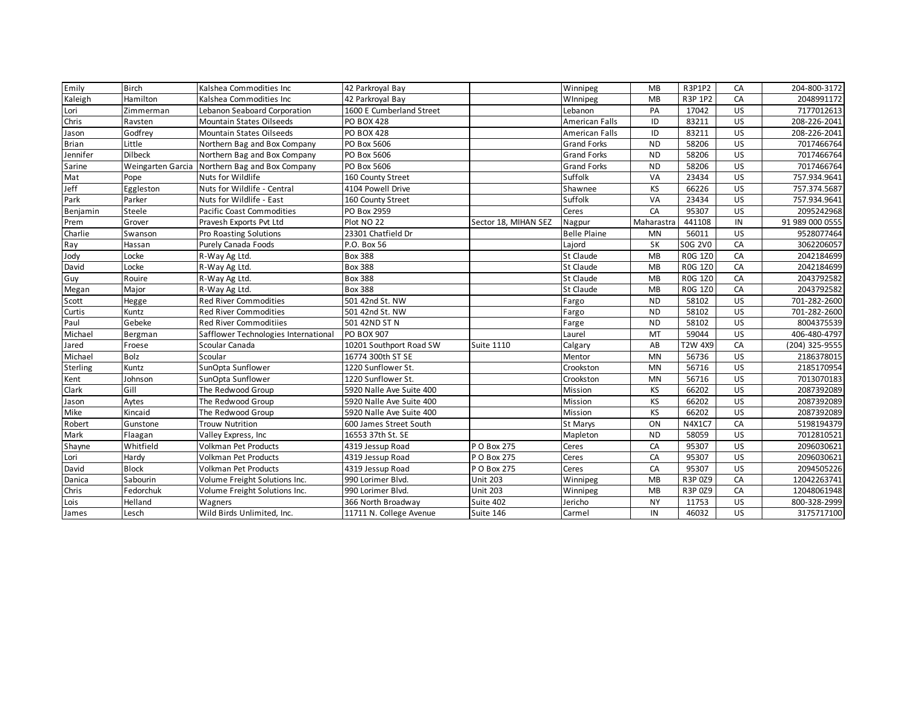| | | | | | | | | | |
|---|---|---|---|---|---|---|---|---|---|
| Emily | Birch | Kalshea Commodities Inc | 42 Parkroyal Bay | | Winnipeg | MB | R3P1P2 | CA | 204-800-3172 |
| Kaleigh | Hamilton | Kalshea Commodities Inc | 42 Parkroyal Bay | | WInnipeg | MB | R3P 1P2 | CA | 2048991172 |
| Lori | Zimmerman | Lebanon Seaboard Corporation | 1600 E Cumberland Street | | Lebanon | PA | 17042 | US | 7177012613 |
| Chris | Ravsten | Mountain States Oilseeds | PO BOX 428 | | American Falls | ID | 83211 | US | 208-226-2041 |
| Jason | Godfrey | Mountain States Oilseeds | PO BOX 428 | | American Falls | ID | 83211 | US | 208-226-2041 |
| Brian | Little | Northern Bag and Box Company | PO Box 5606 | | Grand Forks | ND | 58206 | US | 7017466764 |
| Jennifer | Dilbeck | Northern Bag and Box Company | PO Box 5606 | | Grand Forks | ND | 58206 | US | 7017466764 |
| Sarine | Weingarten Garcia | Northern Bag and Box Company | PO Box 5606 | | Grand Forks | ND | 58206 | US | 7017466764 |
| Mat | Pope | Nuts for Wildlife | 160 County Street | | Suffolk | VA | 23434 | US | 757.934.9641 |
| Jeff | Eggleston | Nuts for Wildlife - Central | 4104 Powell Drive | | Shawnee | KS | 66226 | US | 757.374.5687 |
| Park | Parker | Nuts for Wildlife - East | 160 County Street | | Suffolk | VA | 23434 | US | 757.934.9641 |
| Benjamin | Steele | Pacific Coast Commodities | PO Box 2959 | | Ceres | CA | 95307 | US | 2095242968 |
| Prem | Grover | Pravesh Exports Pvt Ltd | Plot NO 22 | Sector 18, MIHAN SEZ | Nagpur | Maharastra | 441108 | IN | 91 989 000 0555 |
| Charlie | Swanson | Pro Roasting Solutions | 23301 Chatfield Dr | | Belle Plaine | MN | 56011 | US | 9528077464 |
| Ray | Hassan | Purely Canada Foods | P.O. Box 56 | | Lajord | SK | S0G 2V0 | CA | 3062206057 |
| Jody | Locke | R-Way Ag Ltd. | Box 388 | | St Claude | MB | R0G 1Z0 | CA | 2042184699 |
| David | Locke | R-Way Ag Ltd. | Box 388 | | St Claude | MB | R0G 1Z0 | CA | 2042184699 |
| Guy | Rouire | R-Way Ag Ltd. | Box 388 | | St Claude | MB | R0G 1Z0 | CA | 2043792582 |
| Megan | Major | R-Way Ag Ltd. | Box 388 | | St Claude | MB | R0G 1Z0 | CA | 2043792582 |
| Scott | Hegge | Red River Commodities | 501 42nd St. NW | | Fargo | ND | 58102 | US | 701-282-2600 |
| Curtis | Kuntz | Red River Commodities | 501 42nd St. NW | | Fargo | ND | 58102 | US | 701-282-2600 |
| Paul | Gebeke | Red River Commoditiies | 501 42ND ST N | | Farge | ND | 58102 | US | 8004375539 |
| Michael | Bergman | Safflower Technologies International | PO BOX 907 | | Laurel | MT | 59044 | US | 406-480-4797 |
| Jared | Froese | Scoular Canada | 10201 Southport Road SW | Suite 1110 | Calgary | AB | T2W 4X9 | CA | (204) 325-9555 |
| Michael | Bolz | Scoular | 16774 300th ST SE | | Mentor | MN | 56736 | US | 2186378015 |
| Sterling | Kuntz | SunOpta Sunflower | 1220 Sunflower St. | | Crookston | MN | 56716 | US | 2185170954 |
| Kent | Johnson | SunOpta Sunflower | 1220 Sunflower St. | | Crookston | MN | 56716 | US | 7013070183 |
| Clark | Gill | The Redwood Group | 5920 Nalle Ave Suite 400 | | Mission | KS | 66202 | US | 2087392089 |
| Jason | Aytes | The Redwood Group | 5920 Nalle Ave Suite 400 | | Mission | KS | 66202 | US | 2087392089 |
| Mike | Kincaid | The Redwood Group | 5920 Nalle Ave Suite 400 | | Mission | KS | 66202 | US | 2087392089 |
| Robert | Gunstone | Trouw Nutrition | 600 James Street South | | St Marys | ON | N4X1C7 | CA | 5198194379 |
| Mark | Flaagan | Valley Express, Inc | 16553 37th St. SE | | Mapleton | ND | 58059 | US | 7012810521 |
| Shayne | Whitfield | Volkman Pet Products | 4319 Jessup Road | P O Box 275 | Ceres | CA | 95307 | US | 2096030621 |
| Lori | Hardy | Volkman Pet Products | 4319 Jessup Road | P O Box 275 | Ceres | CA | 95307 | US | 2096030621 |
| David | Block | Volkman Pet Products | 4319 Jessup Road | P O Box 275 | Ceres | CA | 95307 | US | 2094505226 |
| Danica | Sabourin | Volume Freight Solutions Inc. | 990 Lorimer Blvd. | Unit 203 | Winnipeg | MB | R3P 0Z9 | CA | 12042263741 |
| Chris | Fedorchuk | Volume Freight Solutions Inc. | 990 Lorimer Blvd. | Unit 203 | Winnipeg | MB | R3P 0Z9 | CA | 12048061948 |
| Lois | Helland | Wagners | 366 North Broadway | Suite 402 | Jericho | NY | 11753 | US | 800-328-2999 |
| James | Lesch | Wild Birds Unlimited, Inc. | 11711 N. College Avenue | Suite 146 | Carmel | IN | 46032 | US | 3175717100 |